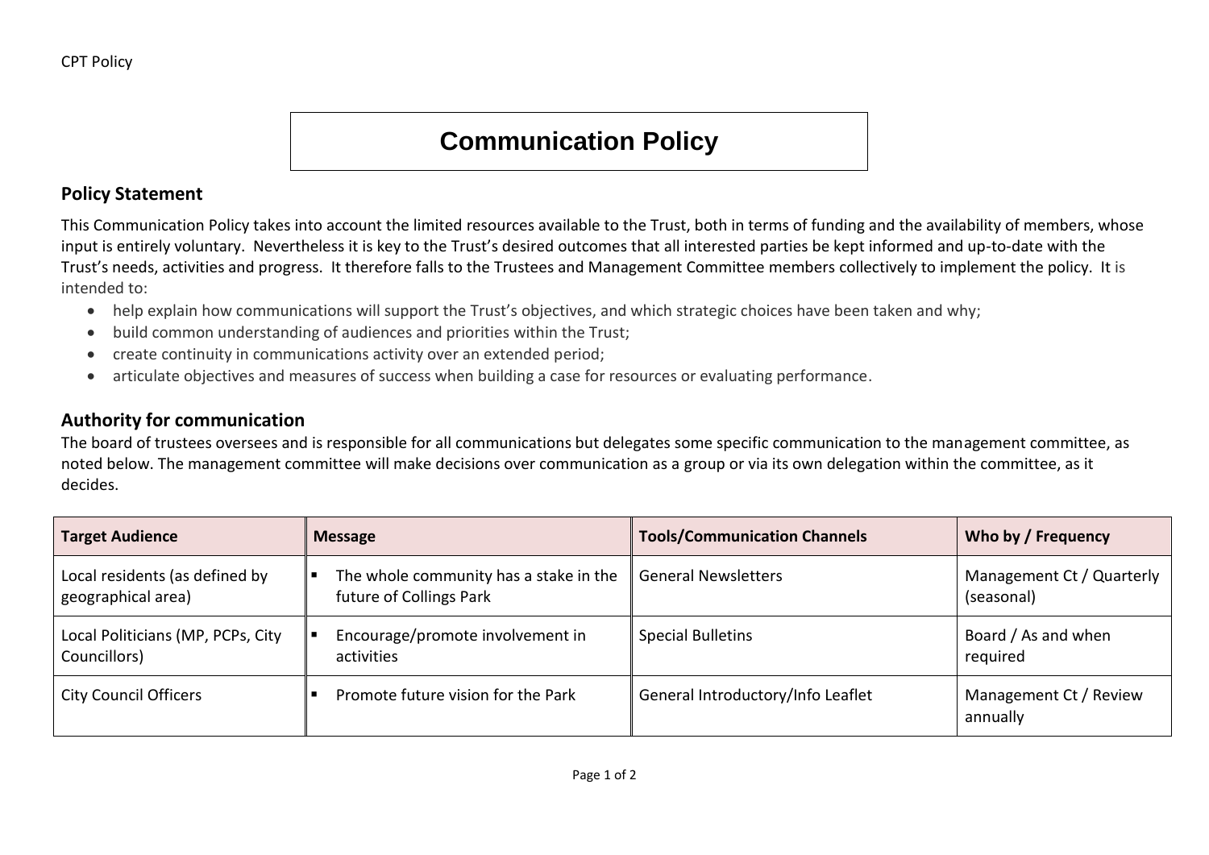# Communication Policy

## Policy Statement

This Communication Policy takes into account the limited resources available to the Trust, both in terms of funding and the availability of members, whose input is entirely voluntary. Nevertheless it is key to the Trust's desired outcomes that all interested parties be kept informed and up-to-date with the Trust's needs, activities and progress. It therefore falls to the Trustees and Management Committee members collectively to implement the policy. It is intended to:

- help explain how communications will support the Trust's objectives, and which strategic choices have been taken and why;
- build common understanding of audiences and priorities within the Trust;
- create continuity in communications activity over an extended period;
- articulate objectives and measures of success when building a case for resources or evaluating performance.

## Authority for communication

The board of trustees oversees and is responsible for all communications but delegates some specific communication to the management committee, as noted below. The management committee will make decisions over communication as a group or via its own delegation within the committee, as it decides.

| Target Audience | Message | Tools/Communication Channels | Who by / Frequency |
| --- | --- | --- | --- |
| Local residents (as defined by geographical area) | ▪ The whole community has a stake in the future of Collings Park | General Newsletters | Management Ct / Quarterly (seasonal) |
| Local Politicians (MP, PCPs, City Councillors) | ▪ Encourage/promote involvement in activities | Special Bulletins | Board / As and when required |
| City Council Officers | ▪ Promote future vision for the Park | General Introductory/Info Leaflet | Management Ct / Review annually |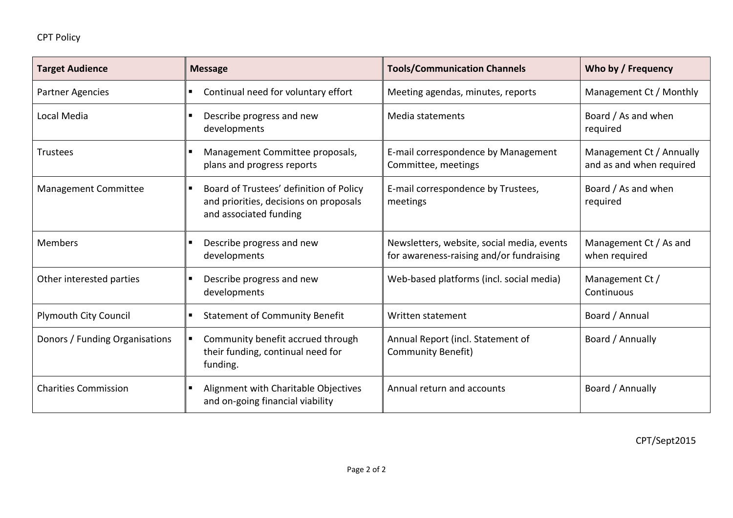| Target Audience | Message | Tools/Communication Channels | Who by / Frequency |
|---|---|---|---|
| Partner Agencies | ▪ Continual need for voluntary effort | Meeting agendas, minutes, reports | Management Ct / Monthly |
| Local Media | ▪ Describe progress and new developments | Media statements | Board / As and when required |
| Trustees | ▪ Management Committee proposals, plans and progress reports | E-mail correspondence by Management Committee, meetings | Management Ct / Annually and as and when required |
| Management Committee | ▪ Board of Trustees' definition of Policy and priorities, decisions on proposals and associated funding | E-mail correspondence by Trustees, meetings | Board / As and when required |
| Members | ▪ Describe progress and new developments | Newsletters, website, social media, events for awareness-raising and/or fundraising | Management Ct / As and when required |
| Other interested parties | ▪ Describe progress and new developments | Web-based platforms (incl. social media) | Management Ct / Continuous |
| Plymouth City Council | ▪ Statement of Community Benefit | Written statement | Board / Annual |
| Donors / Funding Organisations | ▪ Community benefit accrued through their funding, continual need for funding. | Annual Report (incl. Statement of Community Benefit) | Board / Annually |
| Charities Commission | ▪ Alignment with Charitable Objectives and on-going financial viability | Annual return and accounts | Board / Annually |

CPT/Sept2015